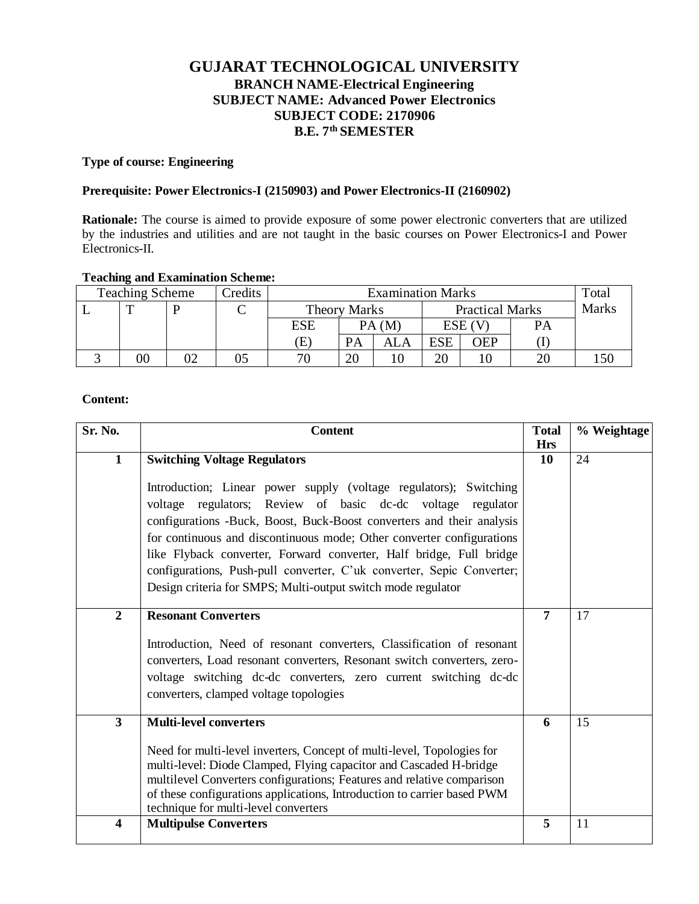# GUJARAT TECHNOLOGICAL UNIVERSITY

## BRANCH NAME-Electrical Engineering

## SUBJECT NAME: Advanced Power Electronics

## SUBJECT CODE: 2170906

## B.E. 7th SEMESTER

**Type of course: Engineering**

**Prerequisite: Power Electronics-I (2150903) and Power Electronics-II (2160902)**

**Rationale:** The course is aimed to provide exposure of some power electronic converters that are utilized by the industries and utilities and are not taught in the basic courses on Power Electronics-I and Power Electronics-II.

**Teaching and Examination Scheme:**

| Teaching Scheme | | | Credits | Examination Marks | | | | | | Total Marks |
|---|---|---|---|---|---|---|---|---|---|---|
| L | T | P | C | Theory Marks | | | Practical Marks | | | |
| | | | | ESE | PA (M) | | ESE (V) | | PA | |
| | | | | (E) | PA | ALA | ESE | OEP | (I) | |
| 3 | 00 | 02 | 05 | 70 | 20 | 10 | 20 | 10 | 20 | 150 |

**Content:**

| Sr. No. | Content | Total Hrs | % Weightage |
|---|---|---|---|
| **1** | **Switching Voltage Regulators**<br><br>Introduction; Linear power supply (voltage regulators); Switching voltage regulators; Review of basic dc-dc voltage regulator configurations -Buck, Boost, Buck-Boost converters and their analysis for continuous and discontinuous mode; Other converter configurations like Flyback converter, Forward converter, Half bridge, Full bridge configurations, Push-pull converter, C'uk converter, Sepic Converter; Design criteria for SMPS; Multi-output switch mode regulator | **10** | 24 |
| **2** | **Resonant Converters**<br><br>Introduction, Need of resonant converters, Classification of resonant converters, Load resonant converters, Resonant switch converters, zero-voltage switching dc-dc converters, zero current switching dc-dc converters, clamped voltage topologies | **7** | 17 |
| **3** | **Multi-level converters**<br><br>Need for multi-level inverters, Concept of multi-level, Topologies for multi-level: Diode Clamped, Flying capacitor and Cascaded H-bridge multilevel Converters configurations; Features and relative comparison of these configurations applications, Introduction to carrier based PWM technique for multi-level converters | **6** | 15 |
| **4** | **Multipulse Converters** | **5** | 11 |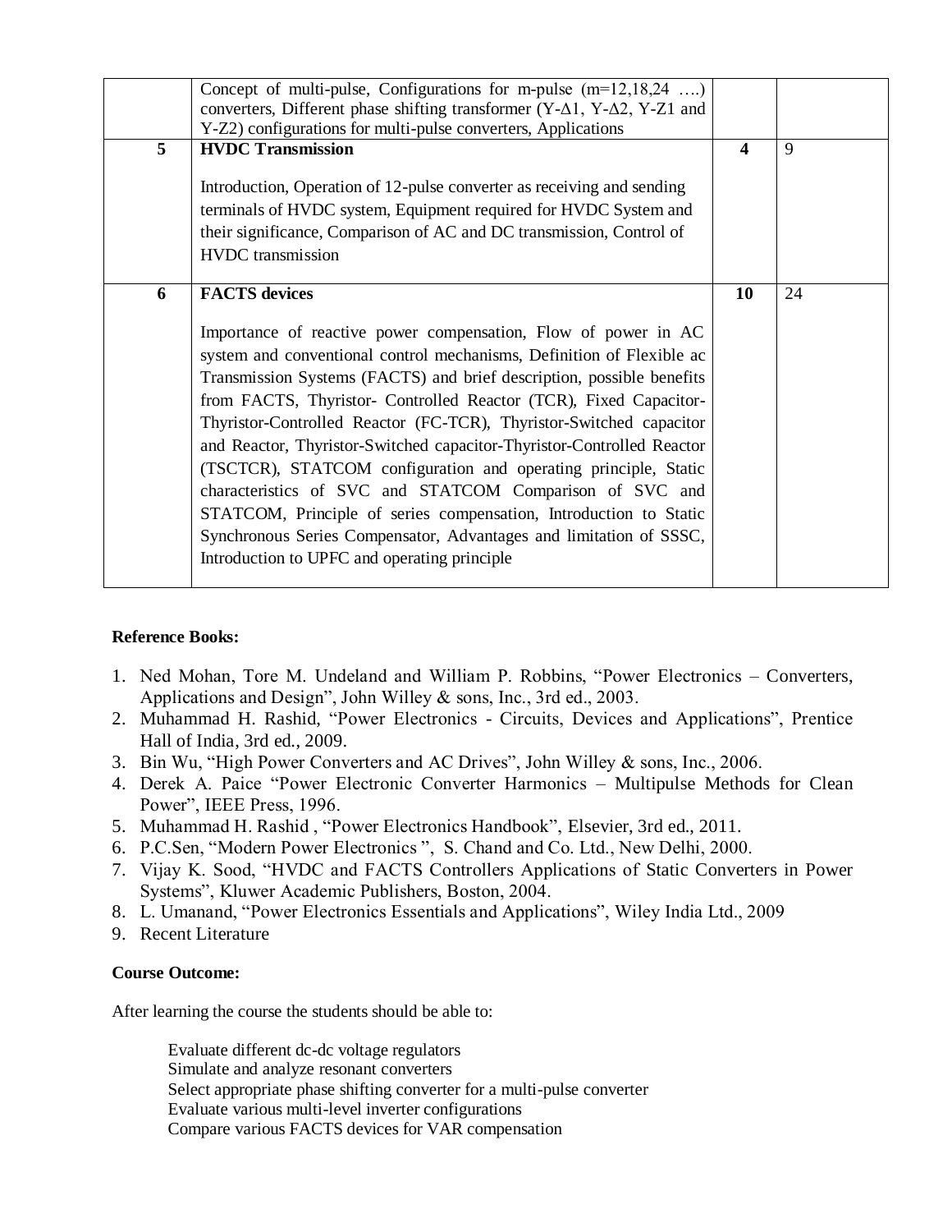| | | | |
|---|---|---|---|
| | Concept of multi-pulse, Configurations for m-pulse (m=12,18,24 ….) converters, Different phase shifting transformer (Y-Δ1, Y-Δ2, Y-Z1 and Y-Z2) configurations for multi-pulse converters, Applications | | |
| **5** | **HVDC Transmission**<br><br>Introduction, Operation of 12-pulse converter as receiving and sending terminals of HVDC system, Equipment required for HVDC System and their significance, Comparison of AC and DC transmission, Control of HVDC transmission | **4** | 9 |
| **6** | **FACTS devices**<br><br>Importance of reactive power compensation, Flow of power in AC system and conventional control mechanisms, Definition of Flexible ac Transmission Systems (FACTS) and brief description, possible benefits from FACTS, Thyristor- Controlled Reactor (TCR), Fixed Capacitor-Thyristor-Controlled Reactor (FC-TCR), Thyristor-Switched capacitor and Reactor, Thyristor-Switched capacitor-Thyristor-Controlled Reactor (TSCTCR), STATCOM configuration and operating principle, Static characteristics of SVC and STATCOM Comparison of SVC and STATCOM, Principle of series compensation, Introduction to Static Synchronous Series Compensator, Advantages and limitation of SSSC, Introduction to UPFC and operating principle | **10** | 24 |

**Reference Books:**

1. Ned Mohan, Tore M. Undeland and William P. Robbins, "Power Electronics – Converters, Applications and Design", John Willey & sons, Inc., 3rd ed., 2003.
2. Muhammad H. Rashid, "Power Electronics - Circuits, Devices and Applications", Prentice Hall of India, 3rd ed., 2009.
3. Bin Wu, "High Power Converters and AC Drives", John Willey & sons, Inc., 2006.
4. Derek A. Paice "Power Electronic Converter Harmonics – Multipulse Methods for Clean Power", IEEE Press, 1996.
5. Muhammad H. Rashid , "Power Electronics Handbook", Elsevier, 3rd ed., 2011.
6. P.C.Sen, "Modern Power Electronics ", S. Chand and Co. Ltd., New Delhi, 2000.
7. Vijay K. Sood, "HVDC and FACTS Controllers Applications of Static Converters in Power Systems", Kluwer Academic Publishers, Boston, 2004.
8. L. Umanand, "Power Electronics Essentials and Applications", Wiley India Ltd., 2009
9. Recent Literature

**Course Outcome:**

After learning the course the students should be able to:

- Evaluate different dc-dc voltage regulators
- Simulate and analyze resonant converters
- Select appropriate phase shifting converter for a multi-pulse converter
- Evaluate various multi-level inverter configurations
- Compare various FACTS devices for VAR compensation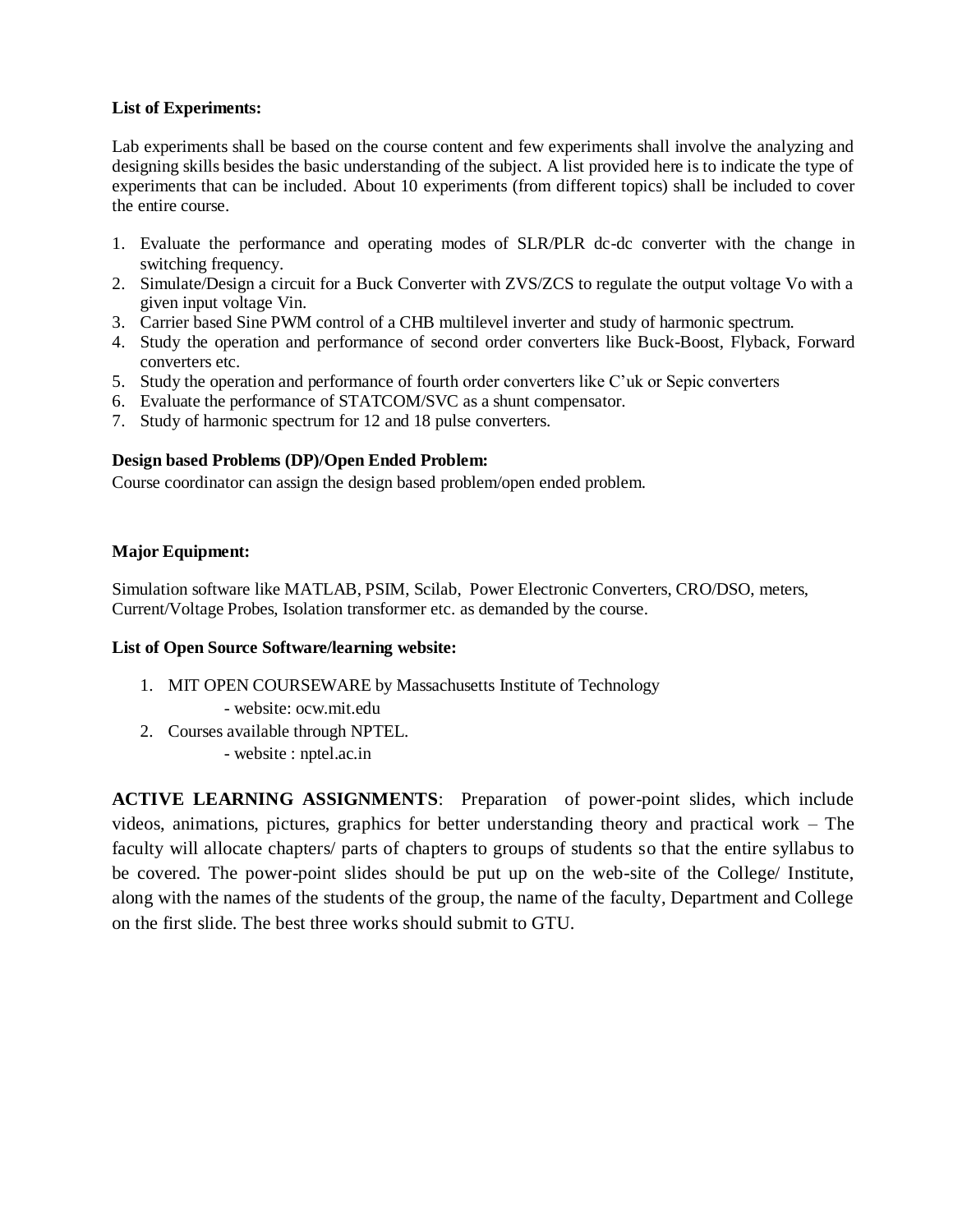**List of Experiments:**

Lab experiments shall be based on the course content and few experiments shall involve the analyzing and designing skills besides the basic understanding of the subject. A list provided here is to indicate the type of experiments that can be included. About 10 experiments (from different topics) shall be included to cover the entire course.

1. Evaluate the performance and operating modes of SLR/PLR dc-dc converter with the change in switching frequency.
2. Simulate/Design a circuit for a Buck Converter with ZVS/ZCS to regulate the output voltage Vo with a given input voltage Vin.
3. Carrier based Sine PWM control of a CHB multilevel inverter and study of harmonic spectrum.
4. Study the operation and performance of second order converters like Buck-Boost, Flyback, Forward converters etc.
5. Study the operation and performance of fourth order converters like C'uk or Sepic converters
6. Evaluate the performance of STATCOM/SVC as a shunt compensator.
7. Study of harmonic spectrum for 12 and 18 pulse converters.

**Design based Problems (DP)/Open Ended Problem:**
Course coordinator can assign the design based problem/open ended problem.

**Major Equipment:**

Simulation software like MATLAB, PSIM, Scilab, Power Electronic Converters, CRO/DSO, meters, Current/Voltage Probes, Isolation transformer etc. as demanded by the course.

**List of Open Source Software/learning website:**

1. MIT OPEN COURSEWARE by Massachusetts Institute of Technology
   - website: ocw.mit.edu
2. Courses available through NPTEL.
   - website : nptel.ac.in

**ACTIVE LEARNING ASSIGNMENTS**: Preparation of power-point slides, which include videos, animations, pictures, graphics for better understanding theory and practical work – The faculty will allocate chapters/ parts of chapters to groups of students so that the entire syllabus to be covered. The power-point slides should be put up on the web-site of the College/ Institute, along with the names of the students of the group, the name of the faculty, Department and College on the first slide. The best three works should submit to GTU.